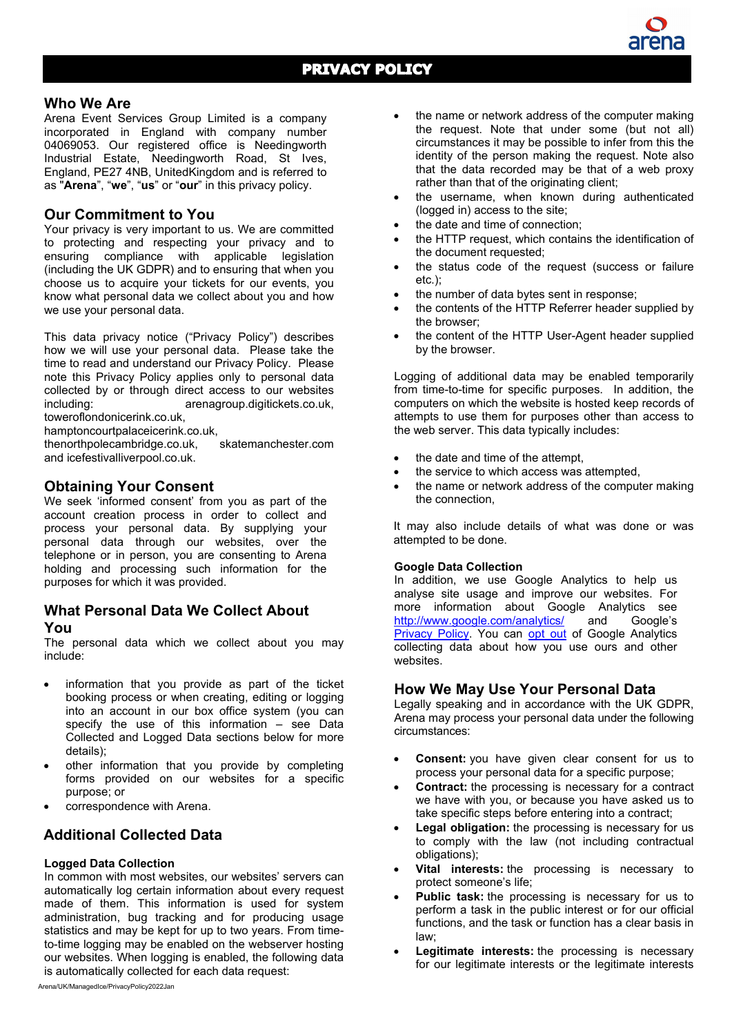# PRIVACY POLICY

## Who We Are

Arena Event Services Group Limited is a company incorporated in England with company number 04069053. Our registered office is Needingworth Industrial Estate, Needingworth Road, St Ives, England, PE27 4NB, UnitedKingdom and is referred to as "**Arena**", "**we**", "**us**" or "**our**" in this privacy policy.

## Our Commitment to You

Your privacy is very important to us. We are committed to protecting and respecting your privacy and to ensuring compliance with applicable legislation (including the UK GDPR) and to ensuring that when you choose us to acquire your tickets for our events, you know what personal data we collect about you and how we use your personal data.

This data privacy notice ("Privacy Policy") describes how we will use your personal data. Please take the time to read and understand our Privacy Policy. Please note this Privacy Policy applies only to personal data collected by or through direct access to our websites including: arenagroup.digitickets.co.uk, toweroflondonicerink.co.uk, hamptoncourtpalaceicerink.co.uk, thenorthpolecambridge.co.uk, skatemanchester.com and icefestivalliverpool.co.uk.

## Obtaining Your Consent

We seek 'informed consent' from you as part of the account creation process in order to collect and process your personal data. By supplying your personal data through our websites, over the telephone or in person, you are consenting to Arena holding and processing such information for the purposes for which it was provided.

## What Personal Data We Collect About You

The personal data which we collect about you may include:

- information that you provide as part of the ticket booking process or when creating, editing or logging into an account in our box office system (you can specify the use of this information – see Data Collected and Logged Data sections below for more details);
- other information that you provide by completing forms provided on our websites for a specific purpose; or
- correspondence with Arena.

## Additional Collected Data

### Logged Data Collection

In common with most websites, our websites' servers can automatically log certain information about every request made of them. This information is used for system administration, bug tracking and for producing usage statistics and may be kept for up to two years. From time-to-time logging may be enabled on the webserver hosting our websites. When logging is enabled, the following data is automatically collected for each data request:

- the name or network address of the computer making the request. Note that under some (but not all) circumstances it may be possible to infer from this the identity of the person making the request. Note also that the data recorded may be that of a web proxy rather than that of the originating client;
- the username, when known during authenticated (logged in) access to the site;
- the date and time of connection;
- the HTTP request, which contains the identification of the document requested;
- the status code of the request (success or failure etc.);
- the number of data bytes sent in response;
- the contents of the HTTP Referrer header supplied by the browser;
- the content of the HTTP User-Agent header supplied by the browser.

Logging of additional data may be enabled temporarily from time-to-time for specific purposes. In addition, the computers on which the website is hosted keep records of attempts to use them for purposes other than access to the web server. This data typically includes:

- the date and time of the attempt,
- the service to which access was attempted,
- the name or network address of the computer making the connection,

It may also include details of what was done or was attempted to be done.

### Google Data Collection

In addition, we use Google Analytics to help us analyse site usage and improve our websites. For more information about Google Analytics see http://www.google.com/analytics/ and Google's Privacy Policy. You can opt out of Google Analytics collecting data about how you use ours and other websites.

## How We May Use Your Personal Data

Legally speaking and in accordance with the UK GDPR, Arena may process your personal data under the following circumstances:

- **Consent:** you have given clear consent for us to process your personal data for a specific purpose;
- **Contract:** the processing is necessary for a contract we have with you, or because you have asked us to take specific steps before entering into a contract;
- **Legal obligation:** the processing is necessary for us to comply with the law (not including contractual obligations);
- **Vital interests:** the processing is necessary to protect someone's life;
- **Public task:** the processing is necessary for us to perform a task in the public interest or for our official functions, and the task or function has a clear basis in law;
- **Legitimate interests:** the processing is necessary for our legitimate interests or the legitimate interests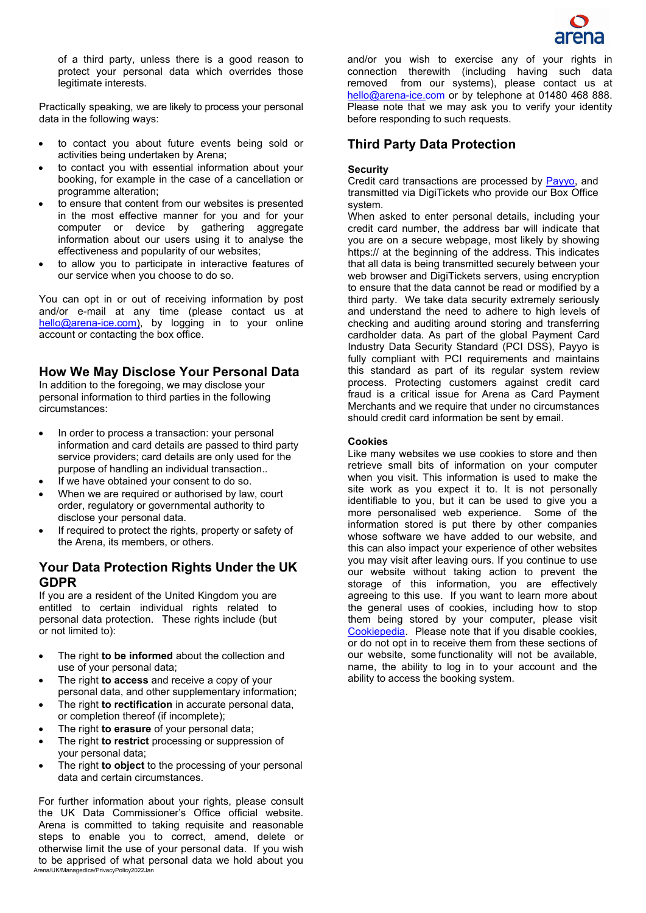of a third party, unless there is a good reason to protect your personal data which overrides those legitimate interests.

Practically speaking, we are likely to process your personal data in the following ways:

- to contact you about future events being sold or activities being undertaken by Arena;
- to contact you with essential information about your booking, for example in the case of a cancellation or programme alteration;
- to ensure that content from our websites is presented in the most effective manner for you and for your computer or device by gathering aggregate information about our users using it to analyse the effectiveness and popularity of our websites;
- to allow you to participate in interactive features of our service when you choose to do so.

You can opt in or out of receiving information by post and/or e-mail at any time (please contact us at hello@arena-ice.com), by logging in to your online account or contacting the box office.

## How We May Disclose Your Personal Data

In addition to the foregoing, we may disclose your personal information to third parties in the following circumstances:

- In order to process a transaction: your personal information and card details are passed to third party service providers; card details are only used for the purpose of handling an individual transaction..
- If we have obtained your consent to do so.
- When we are required or authorised by law, court order, regulatory or governmental authority to disclose your personal data.
- If required to protect the rights, property or safety of the Arena, its members, or others.

## Your Data Protection Rights Under the UK GDPR

If you are a resident of the United Kingdom you are entitled to certain individual rights related to personal data protection. These rights include (but or not limited to):

- The right **to be informed** about the collection and use of your personal data;
- The right **to access** and receive a copy of your personal data, and other supplementary information;
- The right **to rectification** in accurate personal data, or completion thereof (if incomplete);
- The right **to erasure** of your personal data;
- The right **to restrict** processing or suppression of your personal data;
- The right **to object** to the processing of your personal data and certain circumstances.

For further information about your rights, please consult the UK Data Commissioner's Office official website. Arena is committed to taking requisite and reasonable steps to enable you to correct, amend, delete or otherwise limit the use of your personal data. If you wish to be apprised of what personal data we hold about you and/or you wish to exercise any of your rights in connection therewith (including having such data removed from our systems), please contact us at hello@arena-ice.com or by telephone at 01480 468 888. Please note that we may ask you to verify your identity before responding to such requests.

## Third Party Data Protection

### Security

Credit card transactions are processed by Payyo, and transmitted via DigiTickets who provide our Box Office system.

When asked to enter personal details, including your credit card number, the address bar will indicate that you are on a secure webpage, most likely by showing https:// at the beginning of the address. This indicates that all data is being transmitted securely between your web browser and DigiTickets servers, using encryption to ensure that the data cannot be read or modified by a third party. We take data security extremely seriously and understand the need to adhere to high levels of checking and auditing around storing and transferring cardholder data. As part of the global Payment Card Industry Data Security Standard (PCI DSS), Payyo is fully compliant with PCI requirements and maintains this standard as part of its regular system review process. Protecting customers against credit card fraud is a critical issue for Arena as Card Payment Merchants and we require that under no circumstances should credit card information be sent by email.

### Cookies

Like many websites we use cookies to store and then retrieve small bits of information on your computer when you visit. This information is used to make the site work as you expect it to. It is not personally identifiable to you, but it can be used to give you a more personalised web experience. Some of the information stored is put there by other companies whose software we have added to our website, and this can also impact your experience of other websites you may visit after leaving ours. If you continue to use our website without taking action to prevent the storage of this information, you are effectively agreeing to this use. If you want to learn more about the general uses of cookies, including how to stop them being stored by your computer, please visit Cookiepedia. Please note that if you disable cookies, or do not opt in to receive them from these sections of our website, some functionality will not be available, name, the ability to log in to your account and the ability to access the booking system.

Arena/UK/ManagedIce/PrivacyPolicy2022Jan